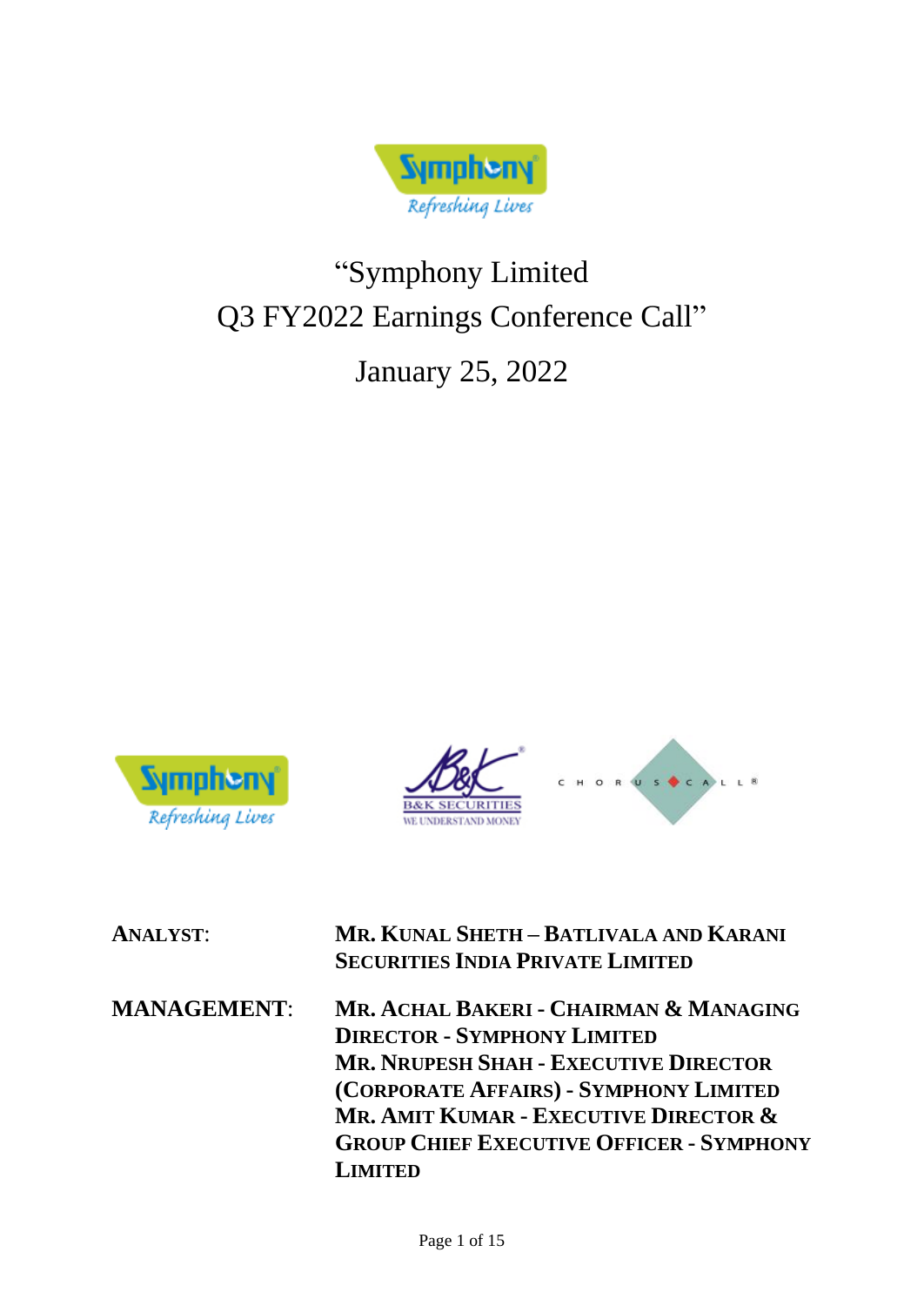# "Symphony Limited Q3 FY2022 Earnings Conference Call"

## January 25, 2022

**ANALYST:** **MR. KUNAL SHETH – BATLIVALA AND KARANI SECURITIES INDIA PRIVATE LIMITED**

**MANAGEMENT:** **MR. ACHAL BAKERI - CHAIRMAN & MANAGING DIRECTOR - SYMPHONY LIMITED**
**MR. NRUPESH SHAH - EXECUTIVE DIRECTOR (CORPORATE AFFAIRS) - SYMPHONY LIMITED**
**MR. AMIT KUMAR - EXECUTIVE DIRECTOR & GROUP CHIEF EXECUTIVE OFFICER - SYMPHONY LIMITED**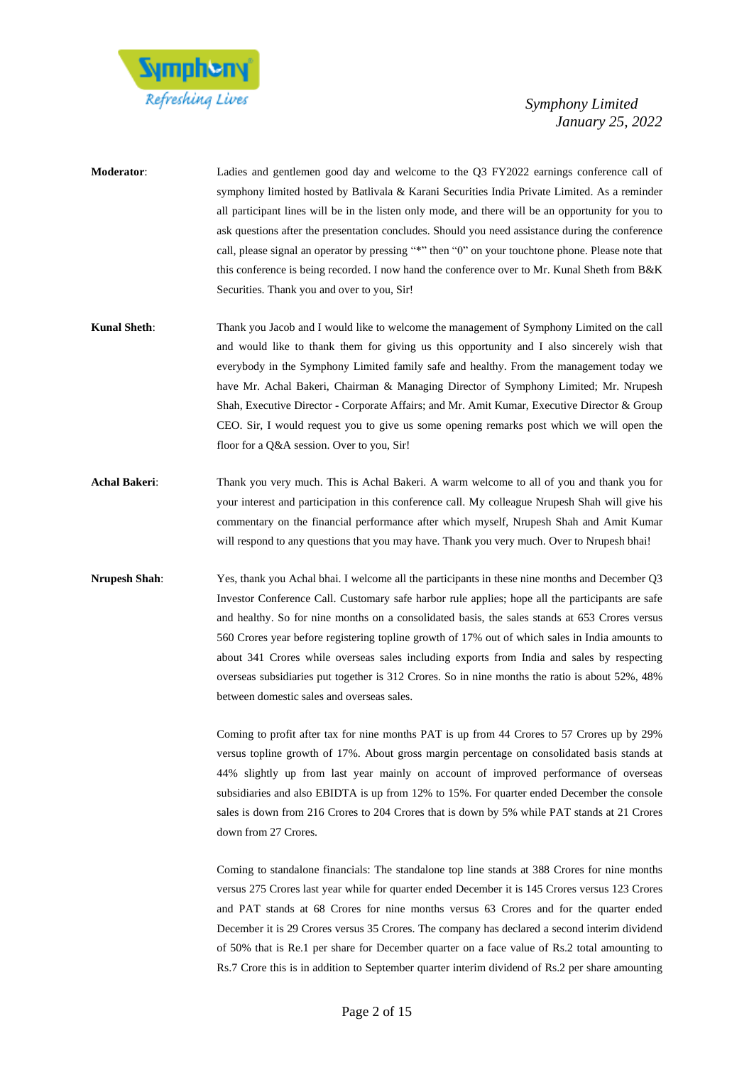**Moderator**: Ladies and gentlemen good day and welcome to the Q3 FY2022 earnings conference call of symphony limited hosted by Batlivala & Karani Securities India Private Limited. As a reminder all participant lines will be in the listen only mode, and there will be an opportunity for you to ask questions after the presentation concludes. Should you need assistance during the conference call, please signal an operator by pressing "*" then "0" on your touchtone phone. Please note that this conference is being recorded. I now hand the conference over to Mr. Kunal Sheth from B&K Securities. Thank you and over to you, Sir!

**Kunal Sheth**: Thank you Jacob and I would like to welcome the management of Symphony Limited on the call and would like to thank them for giving us this opportunity and I also sincerely wish that everybody in the Symphony Limited family safe and healthy. From the management today we have Mr. Achal Bakeri, Chairman & Managing Director of Symphony Limited; Mr. Nrupesh Shah, Executive Director - Corporate Affairs; and Mr. Amit Kumar, Executive Director & Group CEO. Sir, I would request you to give us some opening remarks post which we will open the floor for a Q&A session. Over to you, Sir!

**Achal Bakeri**: Thank you very much. This is Achal Bakeri. A warm welcome to all of you and thank you for your interest and participation in this conference call. My colleague Nrupesh Shah will give his commentary on the financial performance after which myself, Nrupesh Shah and Amit Kumar will respond to any questions that you may have. Thank you very much. Over to Nrupesh bhai!

**Nrupesh Shah**: Yes, thank you Achal bhai. I welcome all the participants in these nine months and December Q3 Investor Conference Call. Customary safe harbor rule applies; hope all the participants are safe and healthy. So for nine months on a consolidated basis, the sales stands at 653 Crores versus 560 Crores year before registering topline growth of 17% out of which sales in India amounts to about 341 Crores while overseas sales including exports from India and sales by respecting overseas subsidiaries put together is 312 Crores. So in nine months the ratio is about 52%, 48% between domestic sales and overseas sales.

Coming to profit after tax for nine months PAT is up from 44 Crores to 57 Crores up by 29% versus topline growth of 17%. About gross margin percentage on consolidated basis stands at 44% slightly up from last year mainly on account of improved performance of overseas subsidiaries and also EBIDTA is up from 12% to 15%. For quarter ended December the console sales is down from 216 Crores to 204 Crores that is down by 5% while PAT stands at 21 Crores down from 27 Crores.

Coming to standalone financials: The standalone top line stands at 388 Crores for nine months versus 275 Crores last year while for quarter ended December it is 145 Crores versus 123 Crores and PAT stands at 68 Crores for nine months versus 63 Crores and for the quarter ended December it is 29 Crores versus 35 Crores. The company has declared a second interim dividend of 50% that is Re.1 per share for December quarter on a face value of Rs.2 total amounting to Rs.7 Crore this is in addition to September quarter interim dividend of Rs.2 per share amounting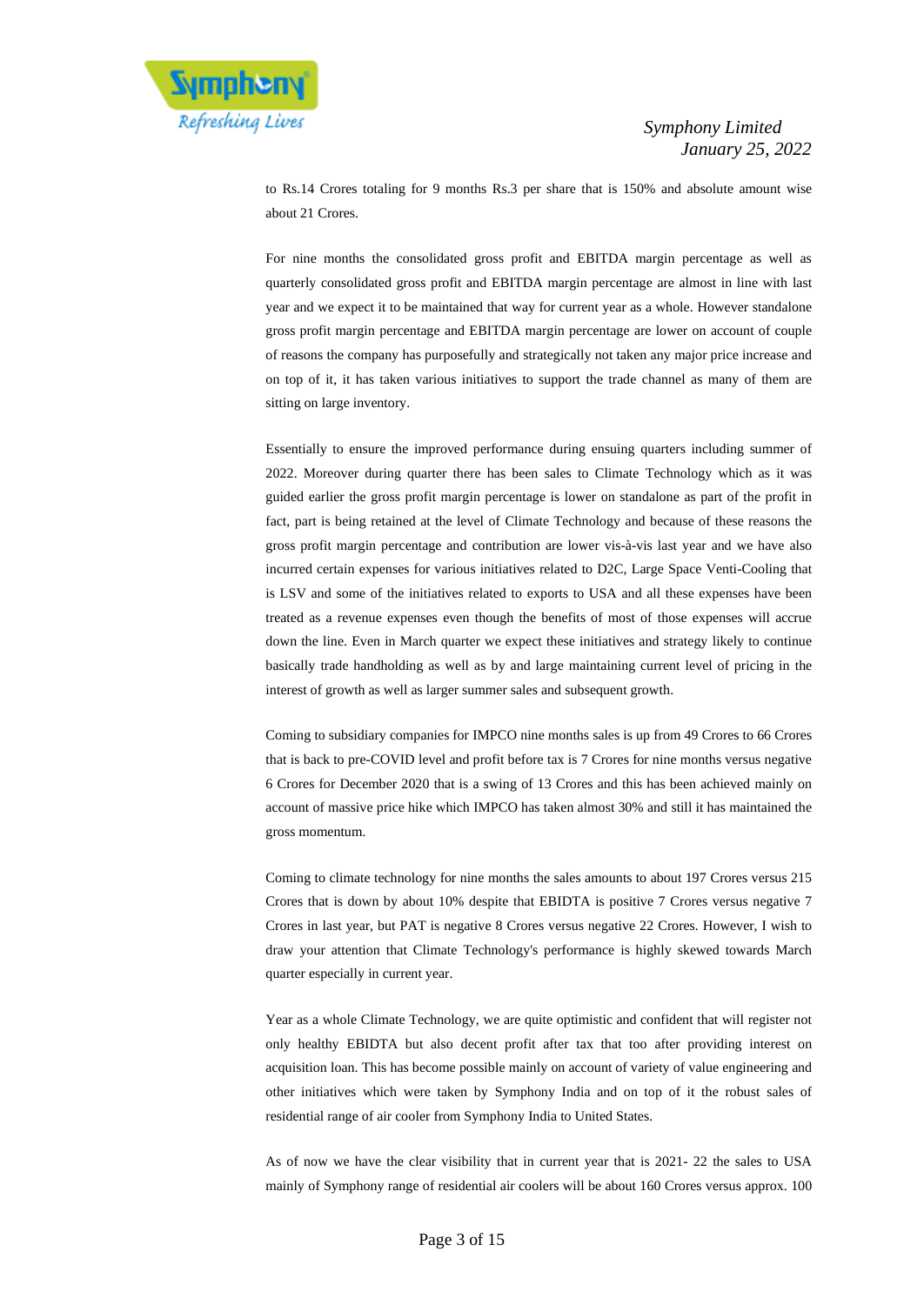to Rs.14 Crores totaling for 9 months Rs.3 per share that is 150% and absolute amount wise about 21 Crores.

For nine months the consolidated gross profit and EBITDA margin percentage as well as quarterly consolidated gross profit and EBITDA margin percentage are almost in line with last year and we expect it to be maintained that way for current year as a whole. However standalone gross profit margin percentage and EBITDA margin percentage are lower on account of couple of reasons the company has purposefully and strategically not taken any major price increase and on top of it, it has taken various initiatives to support the trade channel as many of them are sitting on large inventory.

Essentially to ensure the improved performance during ensuing quarters including summer of 2022. Moreover during quarter there has been sales to Climate Technology which as it was guided earlier the gross profit margin percentage is lower on standalone as part of the profit in fact, part is being retained at the level of Climate Technology and because of these reasons the gross profit margin percentage and contribution are lower vis-à-vis last year and we have also incurred certain expenses for various initiatives related to D2C, Large Space Venti-Cooling that is LSV and some of the initiatives related to exports to USA and all these expenses have been treated as a revenue expenses even though the benefits of most of those expenses will accrue down the line. Even in March quarter we expect these initiatives and strategy likely to continue basically trade handholding as well as by and large maintaining current level of pricing in the interest of growth as well as larger summer sales and subsequent growth.

Coming to subsidiary companies for IMPCO nine months sales is up from 49 Crores to 66 Crores that is back to pre-COVID level and profit before tax is 7 Crores for nine months versus negative 6 Crores for December 2020 that is a swing of 13 Crores and this has been achieved mainly on account of massive price hike which IMPCO has taken almost 30% and still it has maintained the gross momentum.

Coming to climate technology for nine months the sales amounts to about 197 Crores versus 215 Crores that is down by about 10% despite that EBIDTA is positive 7 Crores versus negative 7 Crores in last year, but PAT is negative 8 Crores versus negative 22 Crores. However, I wish to draw your attention that Climate Technology's performance is highly skewed towards March quarter especially in current year.

Year as a whole Climate Technology, we are quite optimistic and confident that will register not only healthy EBIDTA but also decent profit after tax that too after providing interest on acquisition loan. This has become possible mainly on account of variety of value engineering and other initiatives which were taken by Symphony India and on top of it the robust sales of residential range of air cooler from Symphony India to United States.

As of now we have the clear visibility that in current year that is 2021- 22 the sales to USA mainly of Symphony range of residential air coolers will be about 160 Crores versus approx. 100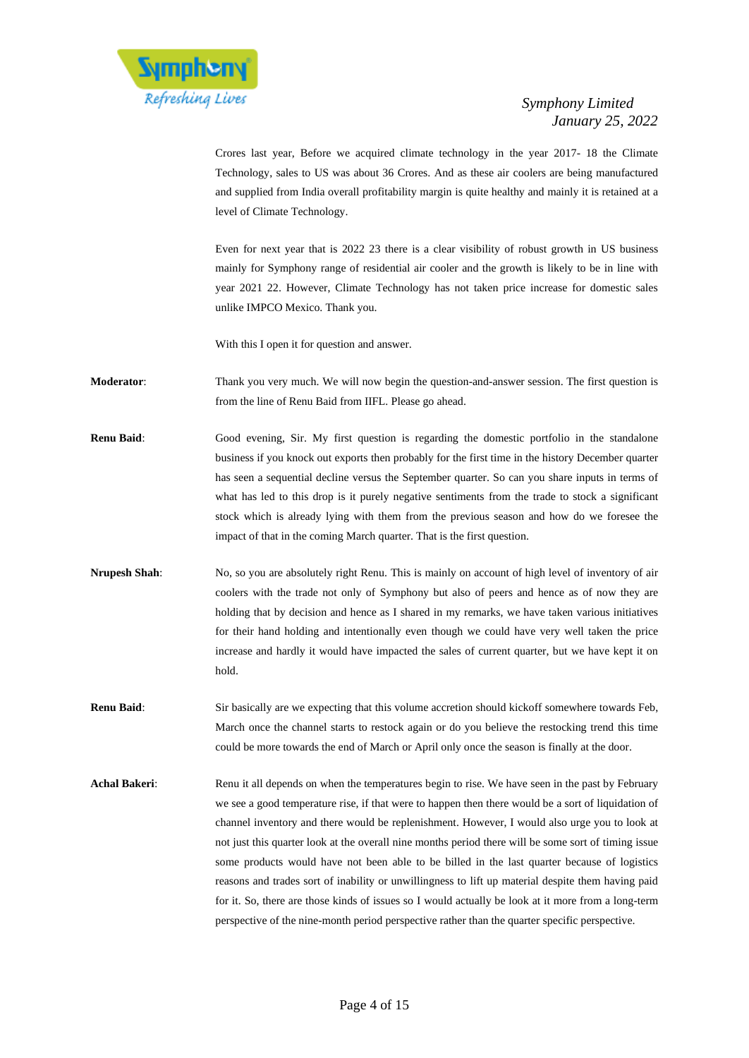Crores last year, Before we acquired climate technology in the year 2017- 18 the Climate Technology, sales to US was about 36 Crores. And as these air coolers are being manufactured and supplied from India overall profitability margin is quite healthy and mainly it is retained at a level of Climate Technology.

Even for next year that is 2022 23 there is a clear visibility of robust growth in US business mainly for Symphony range of residential air cooler and the growth is likely to be in line with year 2021 22. However, Climate Technology has not taken price increase for domestic sales unlike IMPCO Mexico. Thank you.

With this I open it for question and answer.

**Moderator**: Thank you very much. We will now begin the question-and-answer session. The first question is from the line of Renu Baid from IIFL. Please go ahead.

**Renu Baid**: Good evening, Sir. My first question is regarding the domestic portfolio in the standalone business if you knock out exports then probably for the first time in the history December quarter has seen a sequential decline versus the September quarter. So can you share inputs in terms of what has led to this drop is it purely negative sentiments from the trade to stock a significant stock which is already lying with them from the previous season and how do we foresee the impact of that in the coming March quarter. That is the first question.

**Nrupesh Shah**: No, so you are absolutely right Renu. This is mainly on account of high level of inventory of air coolers with the trade not only of Symphony but also of peers and hence as of now they are holding that by decision and hence as I shared in my remarks, we have taken various initiatives for their hand holding and intentionally even though we could have very well taken the price increase and hardly it would have impacted the sales of current quarter, but we have kept it on hold.

**Renu Baid**: Sir basically are we expecting that this volume accretion should kickoff somewhere towards Feb, March once the channel starts to restock again or do you believe the restocking trend this time could be more towards the end of March or April only once the season is finally at the door.

**Achal Bakeri**: Renu it all depends on when the temperatures begin to rise. We have seen in the past by February we see a good temperature rise, if that were to happen then there would be a sort of liquidation of channel inventory and there would be replenishment. However, I would also urge you to look at not just this quarter look at the overall nine months period there will be some sort of timing issue some products would have not been able to be billed in the last quarter because of logistics reasons and trades sort of inability or unwillingness to lift up material despite them having paid for it. So, there are those kinds of issues so I would actually be look at it more from a long-term perspective of the nine-month period perspective rather than the quarter specific perspective.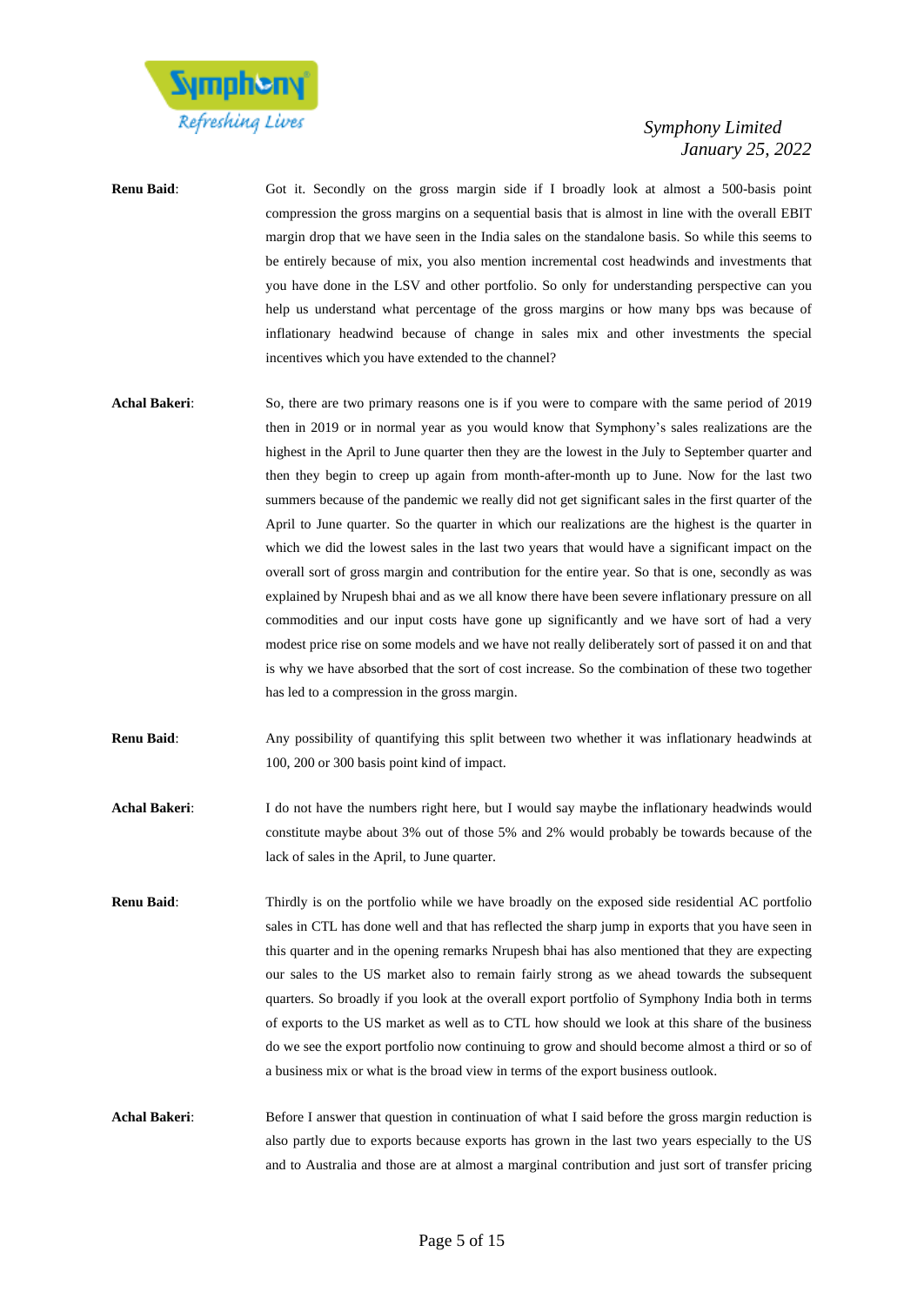**Renu Baid**: Got it. Secondly on the gross margin side if I broadly look at almost a 500-basis point compression the gross margins on a sequential basis that is almost in line with the overall EBIT margin drop that we have seen in the India sales on the standalone basis. So while this seems to be entirely because of mix, you also mention incremental cost headwinds and investments that you have done in the LSV and other portfolio. So only for understanding perspective can you help us understand what percentage of the gross margins or how many bps was because of inflationary headwind because of change in sales mix and other investments the special incentives which you have extended to the channel?

**Achal Bakeri**: So, there are two primary reasons one is if you were to compare with the same period of 2019 then in 2019 or in normal year as you would know that Symphony's sales realizations are the highest in the April to June quarter then they are the lowest in the July to September quarter and then they begin to creep up again from month-after-month up to June. Now for the last two summers because of the pandemic we really did not get significant sales in the first quarter of the April to June quarter. So the quarter in which our realizations are the highest is the quarter in which we did the lowest sales in the last two years that would have a significant impact on the overall sort of gross margin and contribution for the entire year. So that is one, secondly as was explained by Nrupesh bhai and as we all know there have been severe inflationary pressure on all commodities and our input costs have gone up significantly and we have sort of had a very modest price rise on some models and we have not really deliberately sort of passed it on and that is why we have absorbed that the sort of cost increase. So the combination of these two together has led to a compression in the gross margin.

**Renu Baid**: Any possibility of quantifying this split between two whether it was inflationary headwinds at 100, 200 or 300 basis point kind of impact.

**Achal Bakeri**: I do not have the numbers right here, but I would say maybe the inflationary headwinds would constitute maybe about 3% out of those 5% and 2% would probably be towards because of the lack of sales in the April, to June quarter.

**Renu Baid**: Thirdly is on the portfolio while we have broadly on the exposed side residential AC portfolio sales in CTL has done well and that has reflected the sharp jump in exports that you have seen in this quarter and in the opening remarks Nrupesh bhai has also mentioned that they are expecting our sales to the US market also to remain fairly strong as we ahead towards the subsequent quarters. So broadly if you look at the overall export portfolio of Symphony India both in terms of exports to the US market as well as to CTL how should we look at this share of the business do we see the export portfolio now continuing to grow and should become almost a third or so of a business mix or what is the broad view in terms of the export business outlook.

**Achal Bakeri**: Before I answer that question in continuation of what I said before the gross margin reduction is also partly due to exports because exports has grown in the last two years especially to the US and to Australia and those are at almost a marginal contribution and just sort of transfer pricing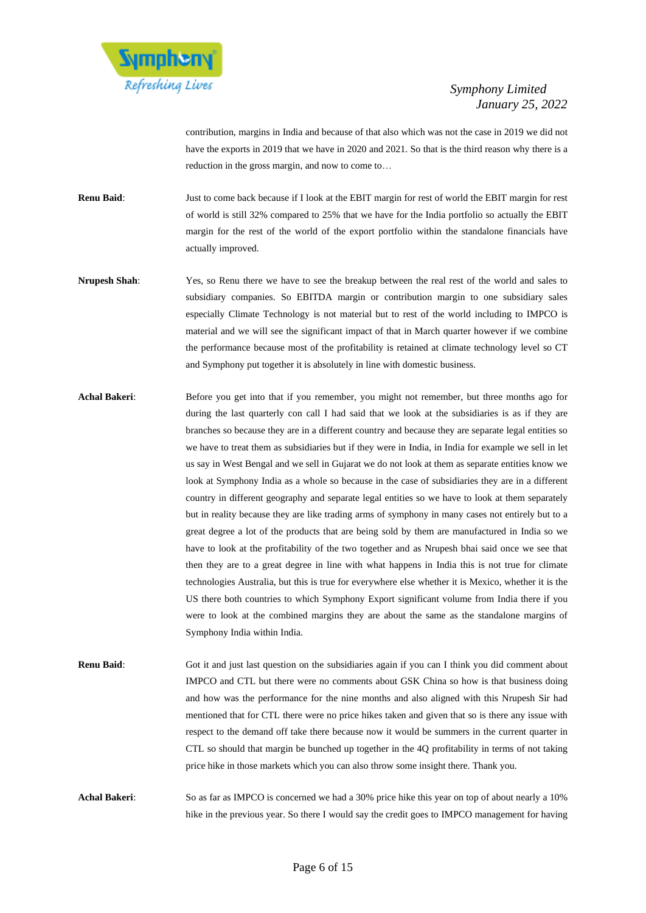contribution, margins in India and because of that also which was not the case in 2019 we did not have the exports in 2019 that we have in 2020 and 2021. So that is the third reason why there is a reduction in the gross margin, and now to come to…

**Renu Baid**: Just to come back because if I look at the EBIT margin for rest of world the EBIT margin for rest of world is still 32% compared to 25% that we have for the India portfolio so actually the EBIT margin for the rest of the world of the export portfolio within the standalone financials have actually improved.

**Nrupesh Shah**: Yes, so Renu there we have to see the breakup between the real rest of the world and sales to subsidiary companies. So EBITDA margin or contribution margin to one subsidiary sales especially Climate Technology is not material but to rest of the world including to IMPCO is material and we will see the significant impact of that in March quarter however if we combine the performance because most of the profitability is retained at climate technology level so CT and Symphony put together it is absolutely in line with domestic business.

**Achal Bakeri**: Before you get into that if you remember, you might not remember, but three months ago for during the last quarterly con call I had said that we look at the subsidiaries is as if they are branches so because they are in a different country and because they are separate legal entities so we have to treat them as subsidiaries but if they were in India, in India for example we sell in let us say in West Bengal and we sell in Gujarat we do not look at them as separate entities know we look at Symphony India as a whole so because in the case of subsidiaries they are in a different country in different geography and separate legal entities so we have to look at them separately but in reality because they are like trading arms of symphony in many cases not entirely but to a great degree a lot of the products that are being sold by them are manufactured in India so we have to look at the profitability of the two together and as Nrupesh bhai said once we see that then they are to a great degree in line with what happens in India this is not true for climate technologies Australia, but this is true for everywhere else whether it is Mexico, whether it is the US there both countries to which Symphony Export significant volume from India there if you were to look at the combined margins they are about the same as the standalone margins of Symphony India within India.

**Renu Baid**: Got it and just last question on the subsidiaries again if you can I think you did comment about IMPCO and CTL but there were no comments about GSK China so how is that business doing and how was the performance for the nine months and also aligned with this Nrupesh Sir had mentioned that for CTL there were no price hikes taken and given that so is there any issue with respect to the demand off take there because now it would be summers in the current quarter in CTL so should that margin be bunched up together in the 4Q profitability in terms of not taking price hike in those markets which you can also throw some insight there. Thank you.

**Achal Bakeri**: So as far as IMPCO is concerned we had a 30% price hike this year on top of about nearly a 10% hike in the previous year. So there I would say the credit goes to IMPCO management for having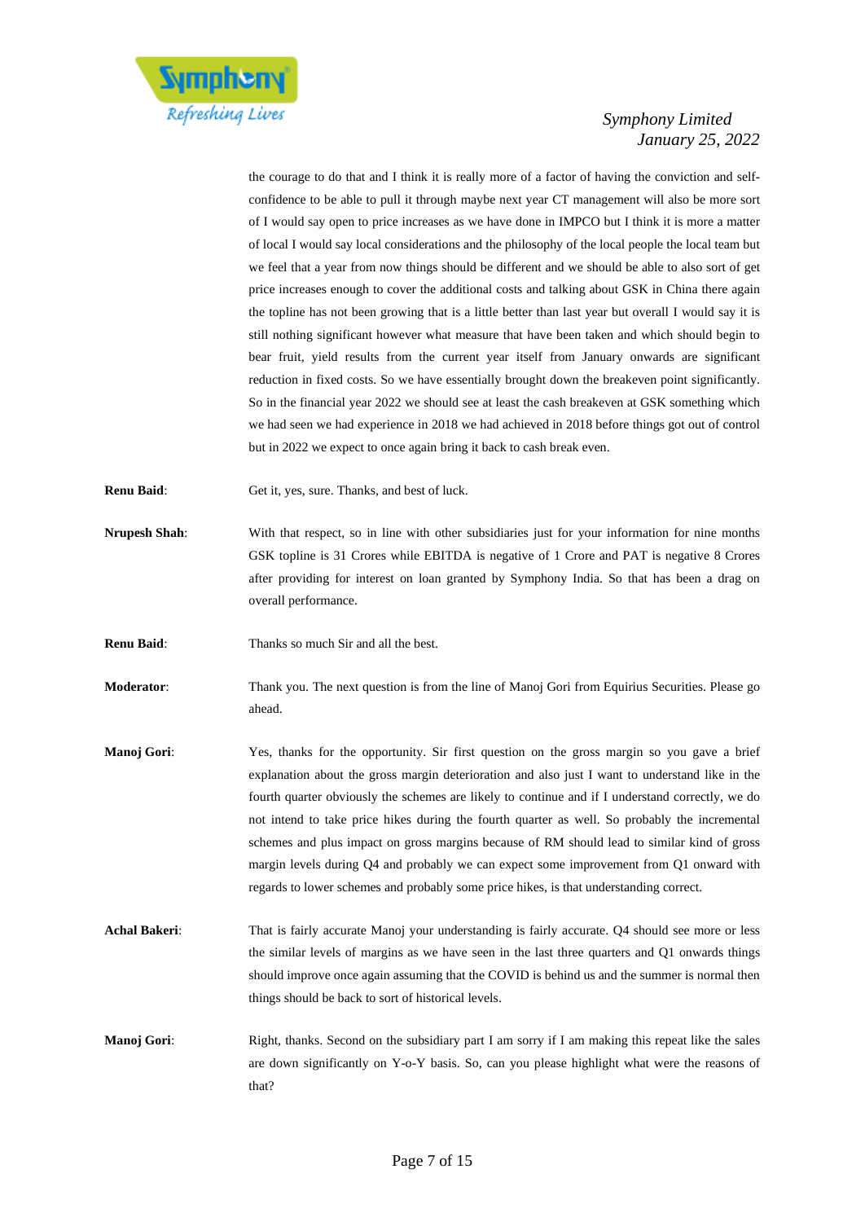the courage to do that and I think it is really more of a factor of having the conviction and self-confidence to be able to pull it through maybe next year CT management will also be more sort of I would say open to price increases as we have done in IMPCO but I think it is more a matter of local I would say local considerations and the philosophy of the local people the local team but we feel that a year from now things should be different and we should be able to also sort of get price increases enough to cover the additional costs and talking about GSK in China there again the topline has not been growing that is a little better than last year but overall I would say it is still nothing significant however what measure that have been taken and which should begin to bear fruit, yield results from the current year itself from January onwards are significant reduction in fixed costs. So we have essentially brought down the breakeven point significantly. So in the financial year 2022 we should see at least the cash breakeven at GSK something which we had seen we had experience in 2018 we had achieved in 2018 before things got out of control but in 2022 we expect to once again bring it back to cash break even.

**Renu Baid**: Get it, yes, sure. Thanks, and best of luck.

**Nrupesh Shah**: With that respect, so in line with other subsidiaries just for your information for nine months GSK topline is 31 Crores while EBITDA is negative of 1 Crore and PAT is negative 8 Crores after providing for interest on loan granted by Symphony India. So that has been a drag on overall performance.

**Renu Baid**: Thanks so much Sir and all the best.

**Moderator**: Thank you. The next question is from the line of Manoj Gori from Equirius Securities. Please go ahead.

**Manoj Gori**: Yes, thanks for the opportunity. Sir first question on the gross margin so you gave a brief explanation about the gross margin deterioration and also just I want to understand like in the fourth quarter obviously the schemes are likely to continue and if I understand correctly, we do not intend to take price hikes during the fourth quarter as well. So probably the incremental schemes and plus impact on gross margins because of RM should lead to similar kind of gross margin levels during Q4 and probably we can expect some improvement from Q1 onward with regards to lower schemes and probably some price hikes, is that understanding correct.

**Achal Bakeri**: That is fairly accurate Manoj your understanding is fairly accurate. Q4 should see more or less the similar levels of margins as we have seen in the last three quarters and Q1 onwards things should improve once again assuming that the COVID is behind us and the summer is normal then things should be back to sort of historical levels.

**Manoj Gori**: Right, thanks. Second on the subsidiary part I am sorry if I am making this repeat like the sales are down significantly on Y-o-Y basis. So, can you please highlight what were the reasons of that?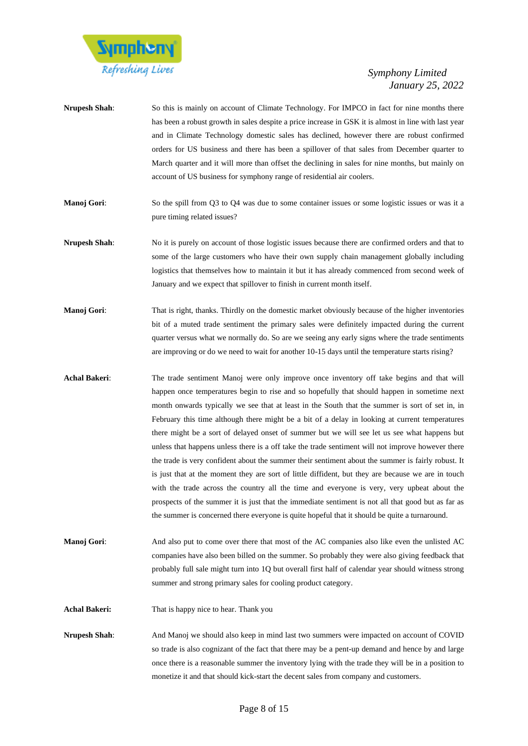**Nrupesh Shah**: So this is mainly on account of Climate Technology. For IMPCO in fact for nine months there has been a robust growth in sales despite a price increase in GSK it is almost in line with last year and in Climate Technology domestic sales has declined, however there are robust confirmed orders for US business and there has been a spillover of that sales from December quarter to March quarter and it will more than offset the declining in sales for nine months, but mainly on account of US business for symphony range of residential air coolers.

**Manoj Gori**: So the spill from Q3 to Q4 was due to some container issues or some logistic issues or was it a pure timing related issues?

**Nrupesh Shah**: No it is purely on account of those logistic issues because there are confirmed orders and that to some of the large customers who have their own supply chain management globally including logistics that themselves how to maintain it but it has already commenced from second week of January and we expect that spillover to finish in current month itself.

**Manoj Gori**: That is right, thanks. Thirdly on the domestic market obviously because of the higher inventories bit of a muted trade sentiment the primary sales were definitely impacted during the current quarter versus what we normally do. So are we seeing any early signs where the trade sentiments are improving or do we need to wait for another 10-15 days until the temperature starts rising?

**Achal Bakeri**: The trade sentiment Manoj were only improve once inventory off take begins and that will happen once temperatures begin to rise and so hopefully that should happen in sometime next month onwards typically we see that at least in the South that the summer is sort of set in, in February this time although there might be a bit of a delay in looking at current temperatures there might be a sort of delayed onset of summer but we will see let us see what happens but unless that happens unless there is a off take the trade sentiment will not improve however there the trade is very confident about the summer their sentiment about the summer is fairly robust. It is just that at the moment they are sort of little diffident, but they are because we are in touch with the trade across the country all the time and everyone is very, very upbeat about the prospects of the summer it is just that the immediate sentiment is not all that good but as far as the summer is concerned there everyone is quite hopeful that it should be quite a turnaround.

**Manoj Gori**: And also put to come over there that most of the AC companies also like even the unlisted AC companies have also been billed on the summer. So probably they were also giving feedback that probably full sale might turn into 1Q but overall first half of calendar year should witness strong summer and strong primary sales for cooling product category.

**Achal Bakeri:** That is happy nice to hear. Thank you

**Nrupesh Shah**: And Manoj we should also keep in mind last two summers were impacted on account of COVID so trade is also cognizant of the fact that there may be a pent-up demand and hence by and large once there is a reasonable summer the inventory lying with the trade they will be in a position to monetize it and that should kick-start the decent sales from company and customers.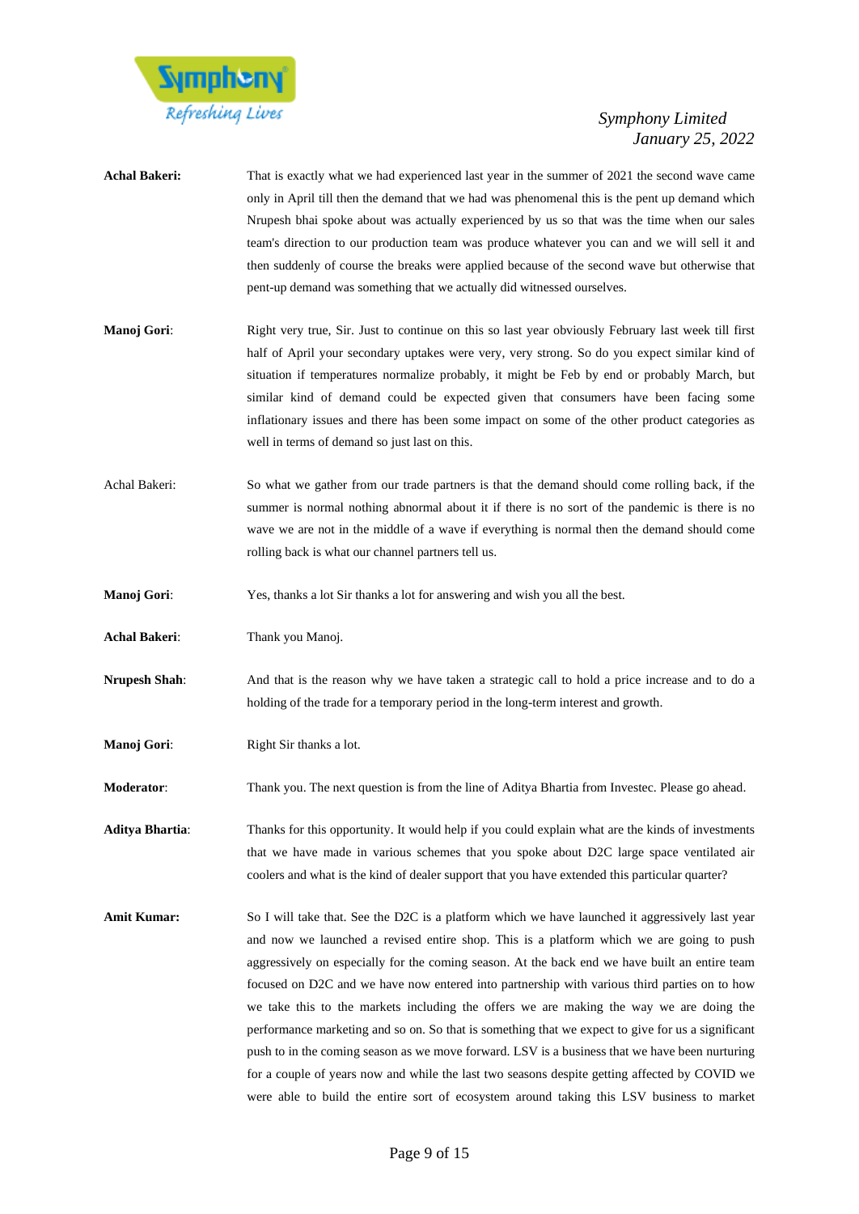**Achal Bakeri:** That is exactly what we had experienced last year in the summer of 2021 the second wave came only in April till then the demand that we had was phenomenal this is the pent up demand which Nrupesh bhai spoke about was actually experienced by us so that was the time when our sales team's direction to our production team was produce whatever you can and we will sell it and then suddenly of course the breaks were applied because of the second wave but otherwise that pent-up demand was something that we actually did witnessed ourselves.

**Manoj Gori**: Right very true, Sir. Just to continue on this so last year obviously February last week till first half of April your secondary uptakes were very, very strong. So do you expect similar kind of situation if temperatures normalize probably, it might be Feb by end or probably March, but similar kind of demand could be expected given that consumers have been facing some inflationary issues and there has been some impact on some of the other product categories as well in terms of demand so just last on this.

Achal Bakeri: So what we gather from our trade partners is that the demand should come rolling back, if the summer is normal nothing abnormal about it if there is no sort of the pandemic is there is no wave we are not in the middle of a wave if everything is normal then the demand should come rolling back is what our channel partners tell us.

**Manoj Gori**: Yes, thanks a lot Sir thanks a lot for answering and wish you all the best.

**Achal Bakeri**: Thank you Manoj.

**Nrupesh Shah**: And that is the reason why we have taken a strategic call to hold a price increase and to do a holding of the trade for a temporary period in the long-term interest and growth.

**Manoj Gori**: Right Sir thanks a lot.

**Moderator**: Thank you. The next question is from the line of Aditya Bhartia from Investec. Please go ahead.

**Aditya Bhartia**: Thanks for this opportunity. It would help if you could explain what are the kinds of investments that we have made in various schemes that you spoke about D2C large space ventilated air coolers and what is the kind of dealer support that you have extended this particular quarter?

**Amit Kumar:** So I will take that. See the D2C is a platform which we have launched it aggressively last year and now we launched a revised entire shop. This is a platform which we are going to push aggressively on especially for the coming season. At the back end we have built an entire team focused on D2C and we have now entered into partnership with various third parties on to how we take this to the markets including the offers we are making the way we are doing the performance marketing and so on. So that is something that we expect to give for us a significant push to in the coming season as we move forward. LSV is a business that we have been nurturing for a couple of years now and while the last two seasons despite getting affected by COVID we were able to build the entire sort of ecosystem around taking this LSV business to market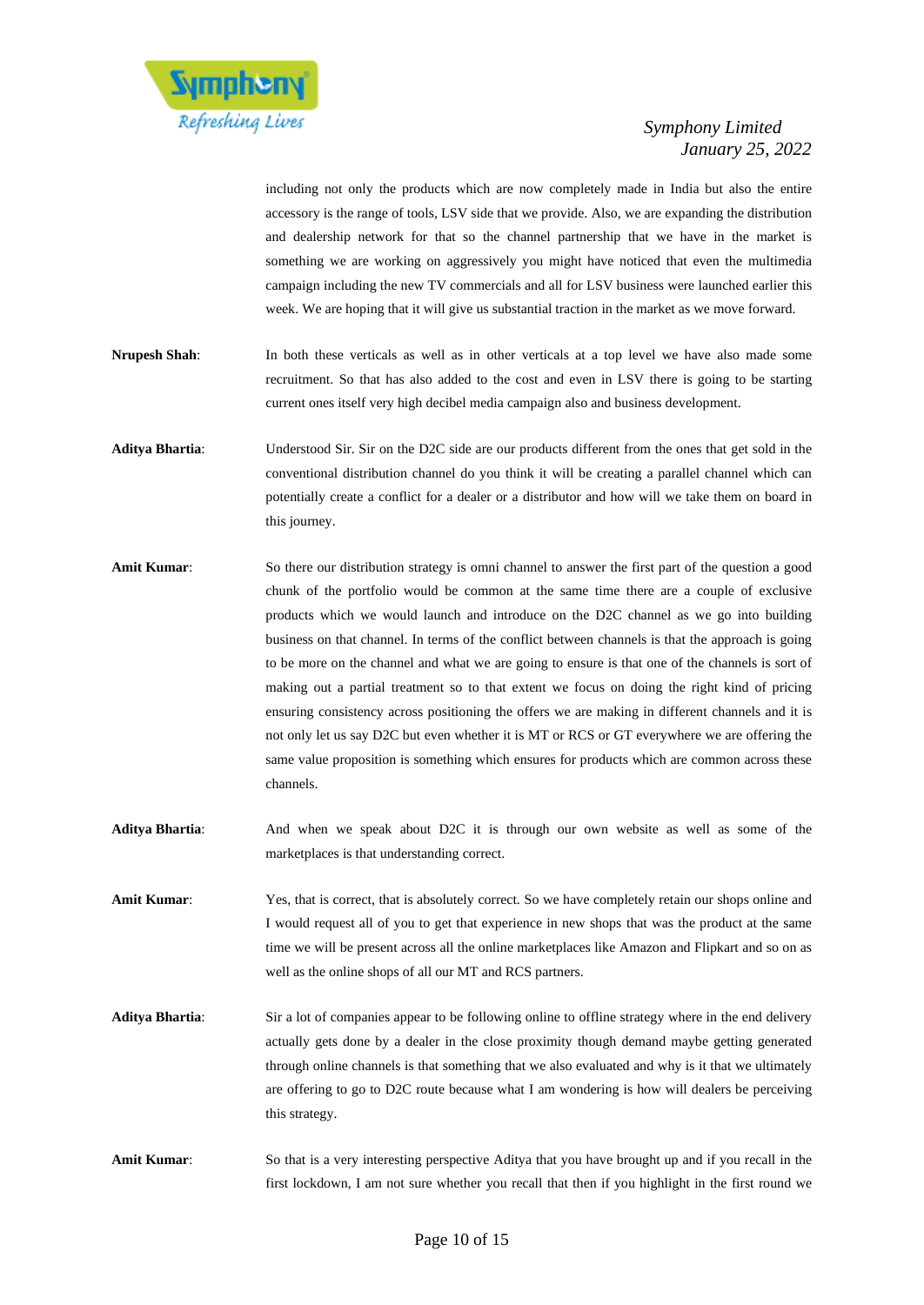including not only the products which are now completely made in India but also the entire accessory is the range of tools, LSV side that we provide. Also, we are expanding the distribution and dealership network for that so the channel partnership that we have in the market is something we are working on aggressively you might have noticed that even the multimedia campaign including the new TV commercials and all for LSV business were launched earlier this week. We are hoping that it will give us substantial traction in the market as we move forward.

**Nrupesh Shah**: In both these verticals as well as in other verticals at a top level we have also made some recruitment. So that has also added to the cost and even in LSV there is going to be starting current ones itself very high decibel media campaign also and business development.

**Aditya Bhartia**: Understood Sir. Sir on the D2C side are our products different from the ones that get sold in the conventional distribution channel do you think it will be creating a parallel channel which can potentially create a conflict for a dealer or a distributor and how will we take them on board in this journey.

**Amit Kumar**: So there our distribution strategy is omni channel to answer the first part of the question a good chunk of the portfolio would be common at the same time there are a couple of exclusive products which we would launch and introduce on the D2C channel as we go into building business on that channel. In terms of the conflict between channels is that the approach is going to be more on the channel and what we are going to ensure is that one of the channels is sort of making out a partial treatment so to that extent we focus on doing the right kind of pricing ensuring consistency across positioning the offers we are making in different channels and it is not only let us say D2C but even whether it is MT or RCS or GT everywhere we are offering the same value proposition is something which ensures for products which are common across these channels.

**Aditya Bhartia**: And when we speak about D2C it is through our own website as well as some of the marketplaces is that understanding correct.

**Amit Kumar**: Yes, that is correct, that is absolutely correct. So we have completely retain our shops online and I would request all of you to get that experience in new shops that was the product at the same time we will be present across all the online marketplaces like Amazon and Flipkart and so on as well as the online shops of all our MT and RCS partners.

**Aditya Bhartia**: Sir a lot of companies appear to be following online to offline strategy where in the end delivery actually gets done by a dealer in the close proximity though demand maybe getting generated through online channels is that something that we also evaluated and why is it that we ultimately are offering to go to D2C route because what I am wondering is how will dealers be perceiving this strategy.

**Amit Kumar**: So that is a very interesting perspective Aditya that you have brought up and if you recall in the first lockdown, I am not sure whether you recall that then if you highlight in the first round we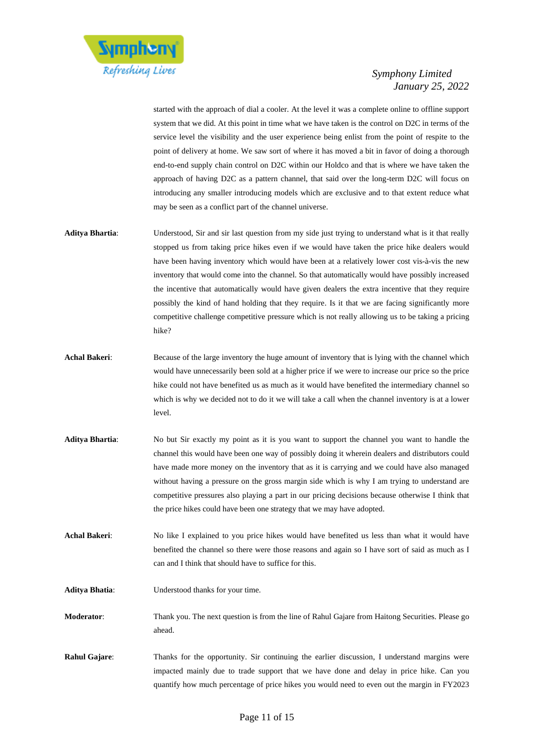started with the approach of dial a cooler. At the level it was a complete online to offline support system that we did. At this point in time what we have taken is the control on D2C in terms of the service level the visibility and the user experience being enlist from the point of respite to the point of delivery at home. We saw sort of where it has moved a bit in favor of doing a thorough end-to-end supply chain control on D2C within our Holdco and that is where we have taken the approach of having D2C as a pattern channel, that said over the long-term D2C will focus on introducing any smaller introducing models which are exclusive and to that extent reduce what may be seen as a conflict part of the channel universe.

**Aditya Bhartia**: Understood, Sir and sir last question from my side just trying to understand what is it that really stopped us from taking price hikes even if we would have taken the price hike dealers would have been having inventory which would have been at a relatively lower cost vis-à-vis the new inventory that would come into the channel. So that automatically would have possibly increased the incentive that automatically would have given dealers the extra incentive that they require possibly the kind of hand holding that they require. Is it that we are facing significantly more competitive challenge competitive pressure which is not really allowing us to be taking a pricing hike?

**Achal Bakeri**: Because of the large inventory the huge amount of inventory that is lying with the channel which would have unnecessarily been sold at a higher price if we were to increase our price so the price hike could not have benefited us as much as it would have benefited the intermediary channel so which is why we decided not to do it we will take a call when the channel inventory is at a lower level.

**Aditya Bhartia**: No but Sir exactly my point as it is you want to support the channel you want to handle the channel this would have been one way of possibly doing it wherein dealers and distributors could have made more money on the inventory that as it is carrying and we could have also managed without having a pressure on the gross margin side which is why I am trying to understand are competitive pressures also playing a part in our pricing decisions because otherwise I think that the price hikes could have been one strategy that we may have adopted.

**Achal Bakeri**: No like I explained to you price hikes would have benefited us less than what it would have benefited the channel so there were those reasons and again so I have sort of said as much as I can and I think that should have to suffice for this.

**Aditya Bhatia**: Understood thanks for your time.

**Moderator**: Thank you. The next question is from the line of Rahul Gajare from Haitong Securities. Please go ahead.

**Rahul Gajare**: Thanks for the opportunity. Sir continuing the earlier discussion, I understand margins were impacted mainly due to trade support that we have done and delay in price hike. Can you quantify how much percentage of price hikes you would need to even out the margin in FY2023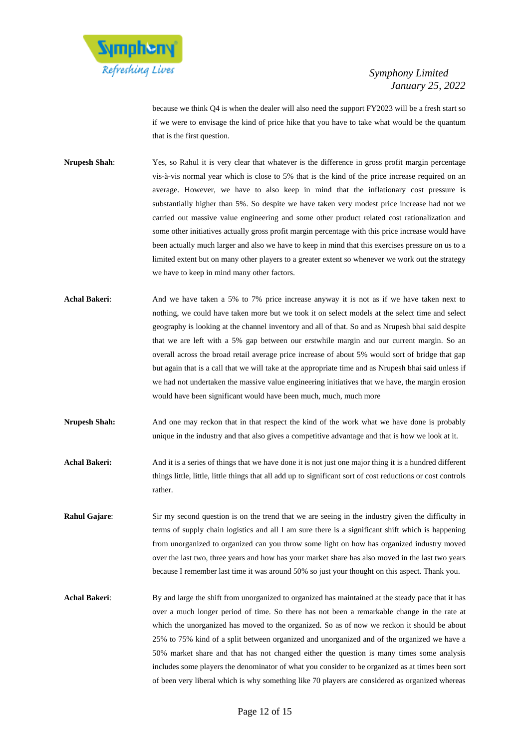because we think Q4 is when the dealer will also need the support FY2023 will be a fresh start so if we were to envisage the kind of price hike that you have to take what would be the quantum that is the first question.

**Nrupesh Shah**: Yes, so Rahul it is very clear that whatever is the difference in gross profit margin percentage vis-à-vis normal year which is close to 5% that is the kind of the price increase required on an average. However, we have to also keep in mind that the inflationary cost pressure is substantially higher than 5%. So despite we have taken very modest price increase had not we carried out massive value engineering and some other product related cost rationalization and some other initiatives actually gross profit margin percentage with this price increase would have been actually much larger and also we have to keep in mind that this exercises pressure on us to a limited extent but on many other players to a greater extent so whenever we work out the strategy we have to keep in mind many other factors.

**Achal Bakeri**: And we have taken a 5% to 7% price increase anyway it is not as if we have taken next to nothing, we could have taken more but we took it on select models at the select time and select geography is looking at the channel inventory and all of that. So and as Nrupesh bhai said despite that we are left with a 5% gap between our erstwhile margin and our current margin. So an overall across the broad retail average price increase of about 5% would sort of bridge that gap but again that is a call that we will take at the appropriate time and as Nrupesh bhai said unless if we had not undertaken the massive value engineering initiatives that we have, the margin erosion would have been significant would have been much, much, much more

**Nrupesh Shah:** And one may reckon that in that respect the kind of the work what we have done is probably unique in the industry and that also gives a competitive advantage and that is how we look at it.

**Achal Bakeri:** And it is a series of things that we have done it is not just one major thing it is a hundred different things little, little, little things that all add up to significant sort of cost reductions or cost controls rather.

**Rahul Gajare**: Sir my second question is on the trend that we are seeing in the industry given the difficulty in terms of supply chain logistics and all I am sure there is a significant shift which is happening from unorganized to organized can you throw some light on how has organized industry moved over the last two, three years and how has your market share has also moved in the last two years because I remember last time it was around 50% so just your thought on this aspect. Thank you.

**Achal Bakeri**: By and large the shift from unorganized to organized has maintained at the steady pace that it has over a much longer period of time. So there has not been a remarkable change in the rate at which the unorganized has moved to the organized. So as of now we reckon it should be about 25% to 75% kind of a split between organized and unorganized and of the organized we have a 50% market share and that has not changed either the question is many times some analysis includes some players the denominator of what you consider to be organized as at times been sort of been very liberal which is why something like 70 players are considered as organized whereas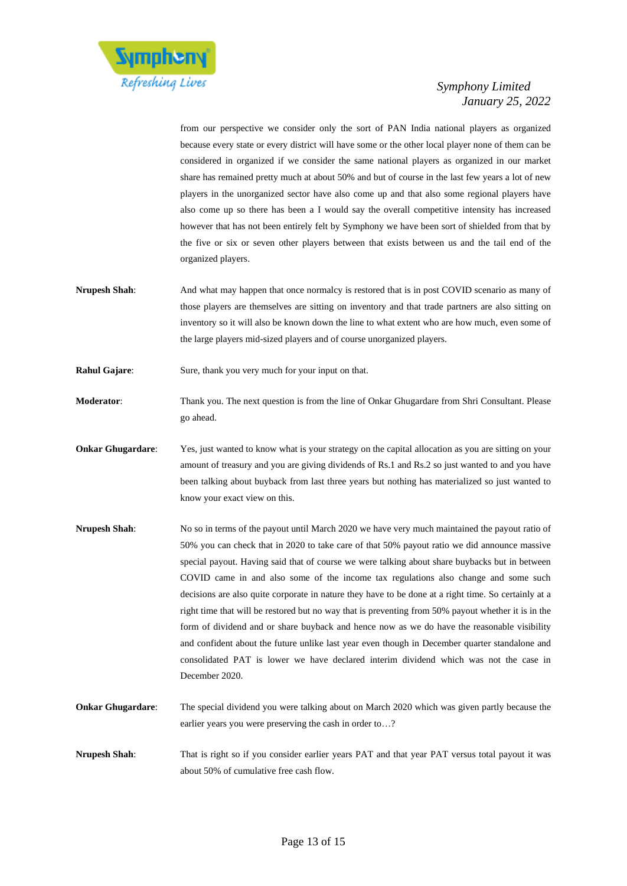from our perspective we consider only the sort of PAN India national players as organized because every state or every district will have some or the other local player none of them can be considered in organized if we consider the same national players as organized in our market share has remained pretty much at about 50% and but of course in the last few years a lot of new players in the unorganized sector have also come up and that also some regional players have also come up so there has been a I would say the overall competitive intensity has increased however that has not been entirely felt by Symphony we have been sort of shielded from that by the five or six or seven other players between that exists between us and the tail end of the organized players.

**Nrupesh Shah**: And what may happen that once normalcy is restored that is in post COVID scenario as many of those players are themselves are sitting on inventory and that trade partners are also sitting on inventory so it will also be known down the line to what extent who are how much, even some of the large players mid-sized players and of course unorganized players.

**Rahul Gajare**: Sure, thank you very much for your input on that.

**Moderator**: Thank you. The next question is from the line of Onkar Ghugardare from Shri Consultant. Please go ahead.

**Onkar Ghugardare**: Yes, just wanted to know what is your strategy on the capital allocation as you are sitting on your amount of treasury and you are giving dividends of Rs.1 and Rs.2 so just wanted to and you have been talking about buyback from last three years but nothing has materialized so just wanted to know your exact view on this.

**Nrupesh Shah**: No so in terms of the payout until March 2020 we have very much maintained the payout ratio of 50% you can check that in 2020 to take care of that 50% payout ratio we did announce massive special payout. Having said that of course we were talking about share buybacks but in between COVID came in and also some of the income tax regulations also change and some such decisions are also quite corporate in nature they have to be done at a right time. So certainly at a right time that will be restored but no way that is preventing from 50% payout whether it is in the form of dividend and or share buyback and hence now as we do have the reasonable visibility and confident about the future unlike last year even though in December quarter standalone and consolidated PAT is lower we have declared interim dividend which was not the case in December 2020.

**Onkar Ghugardare**: The special dividend you were talking about on March 2020 which was given partly because the earlier years you were preserving the cash in order to…?

**Nrupesh Shah**: That is right so if you consider earlier years PAT and that year PAT versus total payout it was about 50% of cumulative free cash flow.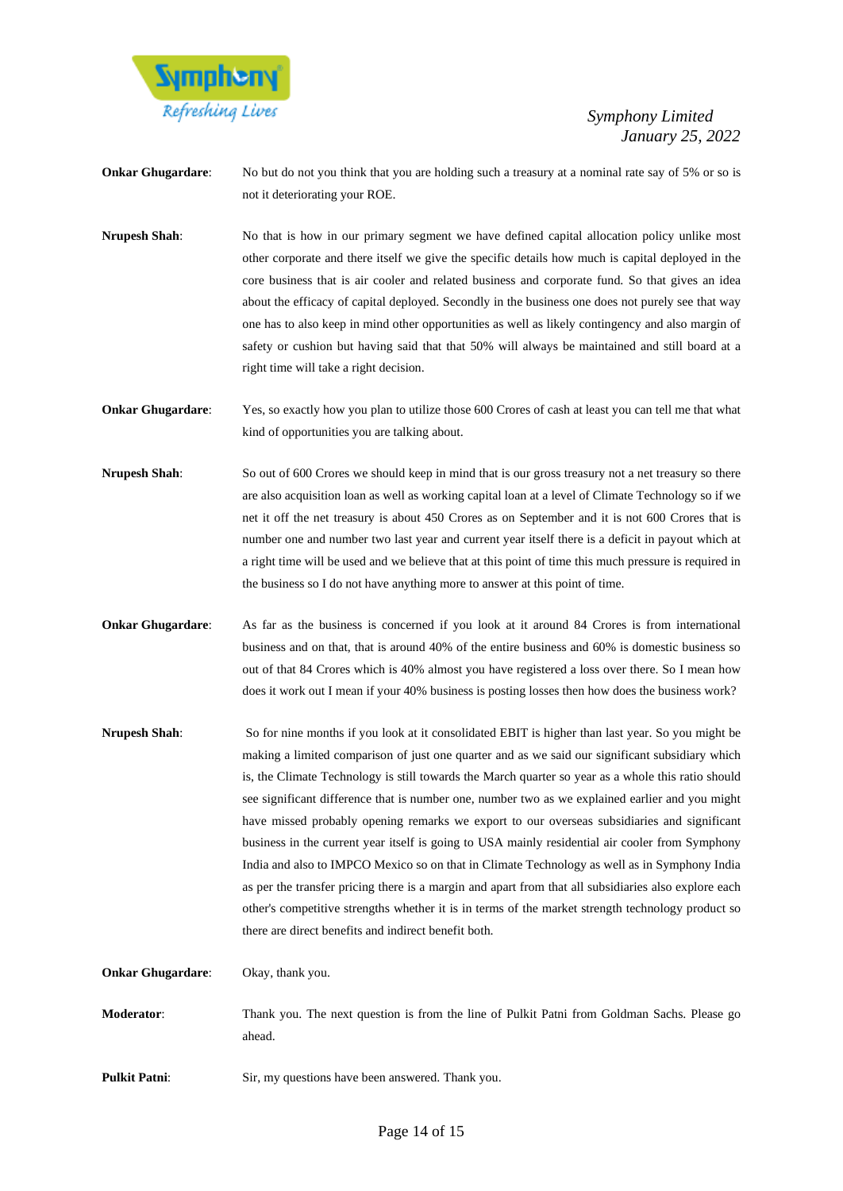**Onkar Ghugardare**: No but do not you think that you are holding such a treasury at a nominal rate say of 5% or so is not it deteriorating your ROE.

**Nrupesh Shah**: No that is how in our primary segment we have defined capital allocation policy unlike most other corporate and there itself we give the specific details how much is capital deployed in the core business that is air cooler and related business and corporate fund. So that gives an idea about the efficacy of capital deployed. Secondly in the business one does not purely see that way one has to also keep in mind other opportunities as well as likely contingency and also margin of safety or cushion but having said that that 50% will always be maintained and still board at a right time will take a right decision.

**Onkar Ghugardare**: Yes, so exactly how you plan to utilize those 600 Crores of cash at least you can tell me that what kind of opportunities you are talking about.

**Nrupesh Shah**: So out of 600 Crores we should keep in mind that is our gross treasury not a net treasury so there are also acquisition loan as well as working capital loan at a level of Climate Technology so if we net it off the net treasury is about 450 Crores as on September and it is not 600 Crores that is number one and number two last year and current year itself there is a deficit in payout which at a right time will be used and we believe that at this point of time this much pressure is required in the business so I do not have anything more to answer at this point of time.

**Onkar Ghugardare**: As far as the business is concerned if you look at it around 84 Crores is from international business and on that, that is around 40% of the entire business and 60% is domestic business so out of that 84 Crores which is 40% almost you have registered a loss over there. So I mean how does it work out I mean if your 40% business is posting losses then how does the business work?

**Nrupesh Shah**: So for nine months if you look at it consolidated EBIT is higher than last year. So you might be making a limited comparison of just one quarter and as we said our significant subsidiary which is, the Climate Technology is still towards the March quarter so year as a whole this ratio should see significant difference that is number one, number two as we explained earlier and you might have missed probably opening remarks we export to our overseas subsidiaries and significant business in the current year itself is going to USA mainly residential air cooler from Symphony India and also to IMPCO Mexico so on that in Climate Technology as well as in Symphony India as per the transfer pricing there is a margin and apart from that all subsidiaries also explore each other's competitive strengths whether it is in terms of the market strength technology product so there are direct benefits and indirect benefit both.

**Onkar Ghugardare**: Okay, thank you.

**Moderator**: Thank you. The next question is from the line of Pulkit Patni from Goldman Sachs. Please go ahead.

**Pulkit Patni**: Sir, my questions have been answered. Thank you.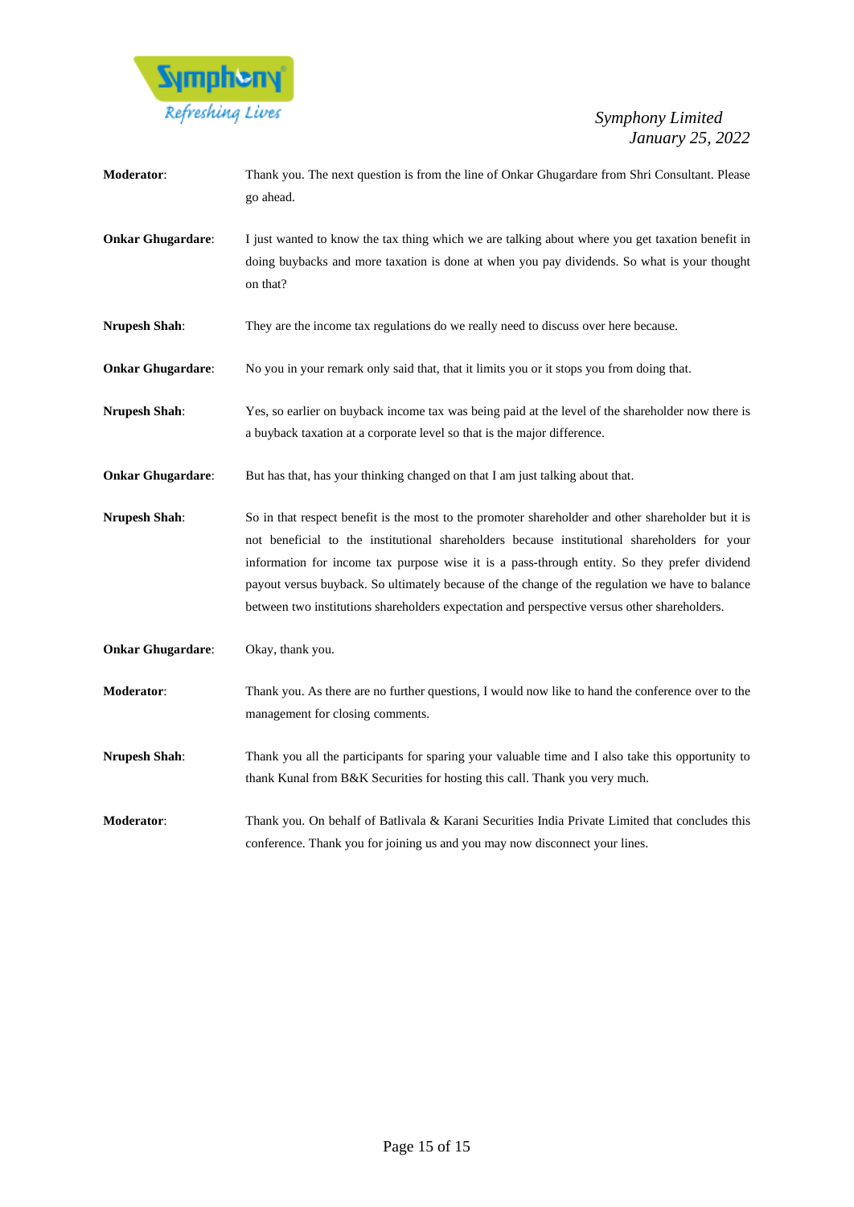**Moderator**: Thank you. The next question is from the line of Onkar Ghugardare from Shri Consultant. Please go ahead.

**Onkar Ghugardare**: I just wanted to know the tax thing which we are talking about where you get taxation benefit in doing buybacks and more taxation is done at when you pay dividends. So what is your thought on that?

**Nrupesh Shah**: They are the income tax regulations do we really need to discuss over here because.

**Onkar Ghugardare**: No you in your remark only said that, that it limits you or it stops you from doing that.

**Nrupesh Shah**: Yes, so earlier on buyback income tax was being paid at the level of the shareholder now there is a buyback taxation at a corporate level so that is the major difference.

**Onkar Ghugardare**: But has that, has your thinking changed on that I am just talking about that.

**Nrupesh Shah**: So in that respect benefit is the most to the promoter shareholder and other shareholder but it is not beneficial to the institutional shareholders because institutional shareholders for your information for income tax purpose wise it is a pass-through entity. So they prefer dividend payout versus buyback. So ultimately because of the change of the regulation we have to balance between two institutions shareholders expectation and perspective versus other shareholders.

**Onkar Ghugardare**: Okay, thank you.

**Moderator**: Thank you. As there are no further questions, I would now like to hand the conference over to the management for closing comments.

**Nrupesh Shah**: Thank you all the participants for sparing your valuable time and I also take this opportunity to thank Kunal from B&K Securities for hosting this call. Thank you very much.

**Moderator**: Thank you. On behalf of Batlivala & Karani Securities India Private Limited that concludes this conference. Thank you for joining us and you may now disconnect your lines.